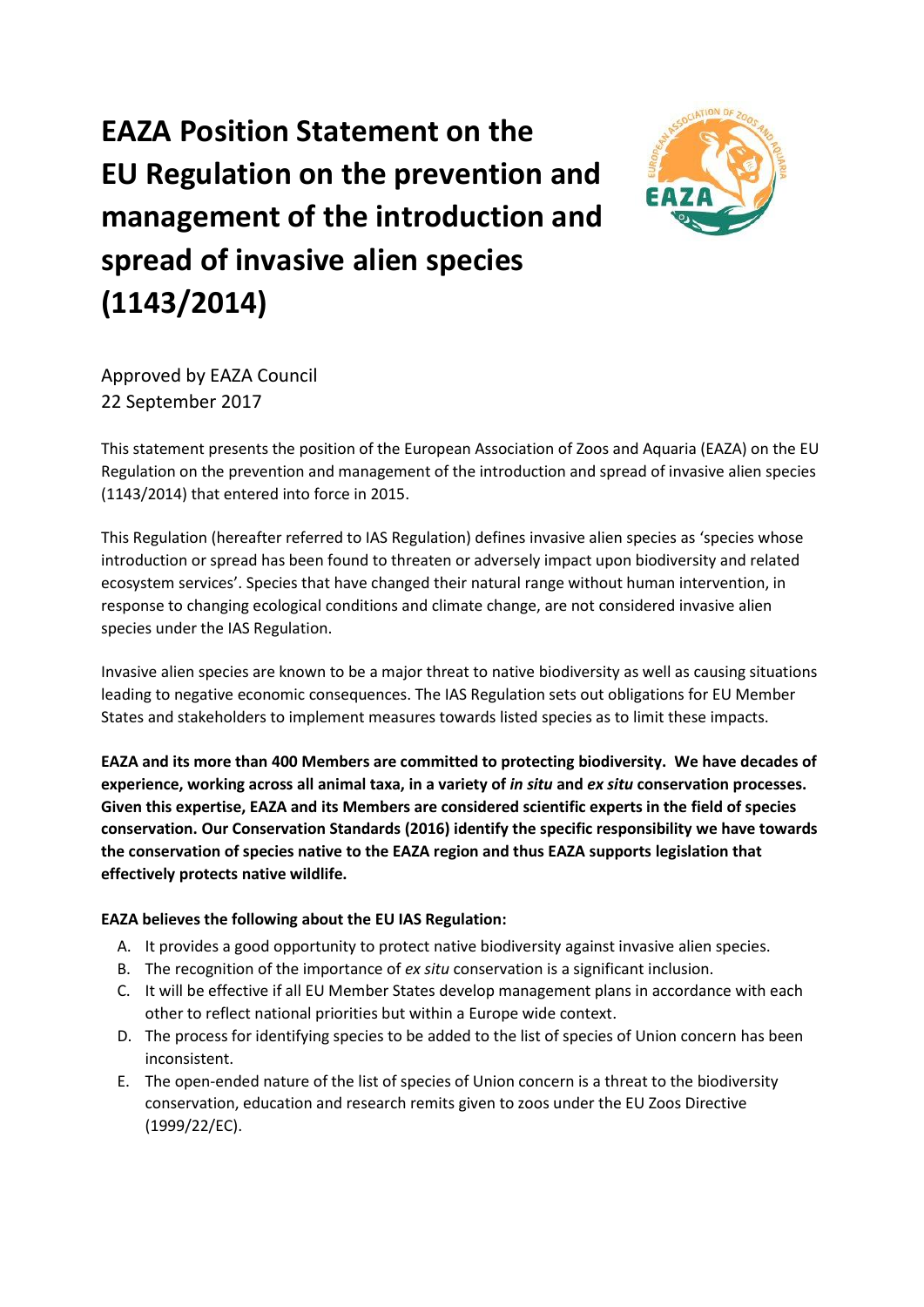# EAZA Position Statement on the EU Regulation on the prevention and management of the introduction and spread of invasive alien species (1143/2014)

Approved by EAZA Council
22 September 2017

This statement presents the position of the European Association of Zoos and Aquaria (EAZA) on the EU Regulation on the prevention and management of the introduction and spread of invasive alien species (1143/2014) that entered into force in 2015.

This Regulation (hereafter referred to IAS Regulation) defines invasive alien species as 'species whose introduction or spread has been found to threaten or adversely impact upon biodiversity and related ecosystem services'. Species that have changed their natural range without human intervention, in response to changing ecological conditions and climate change, are not considered invasive alien species under the IAS Regulation.

Invasive alien species are known to be a major threat to native biodiversity as well as causing situations leading to negative economic consequences. The IAS Regulation sets out obligations for EU Member States and stakeholders to implement measures towards listed species as to limit these impacts.

**EAZA and its more than 400 Members are committed to protecting biodiversity. We have decades of experience, working across all animal taxa, in a variety of *in situ* and *ex situ* conservation processes. Given this expertise, EAZA and its Members are considered scientific experts in the field of species conservation. Our Conservation Standards (2016) identify the specific responsibility we have towards the conservation of species native to the EAZA region and thus EAZA supports legislation that effectively protects native wildlife.**

**EAZA believes the following about the EU IAS Regulation:**

A. It provides a good opportunity to protect native biodiversity against invasive alien species.
B. The recognition of the importance of *ex situ* conservation is a significant inclusion.
C. It will be effective if all EU Member States develop management plans in accordance with each other to reflect national priorities but within a Europe wide context.
D. The process for identifying species to be added to the list of species of Union concern has been inconsistent.
E. The open-ended nature of the list of species of Union concern is a threat to the biodiversity conservation, education and research remits given to zoos under the EU Zoos Directive (1999/22/EC).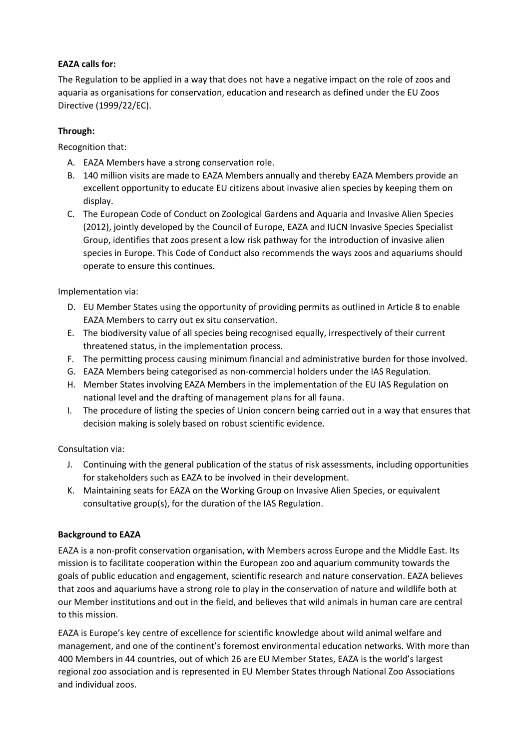**EAZA calls for:**

The Regulation to be applied in a way that does not have a negative impact on the role of zoos and aquaria as organisations for conservation, education and research as defined under the EU Zoos Directive (1999/22/EC).

**Through:**

Recognition that:

A. EAZA Members have a strong conservation role.
B. 140 million visits are made to EAZA Members annually and thereby EAZA Members provide an excellent opportunity to educate EU citizens about invasive alien species by keeping them on display.
C. The European Code of Conduct on Zoological Gardens and Aquaria and Invasive Alien Species (2012), jointly developed by the Council of Europe, EAZA and IUCN Invasive Species Specialist Group, identifies that zoos present a low risk pathway for the introduction of invasive alien species in Europe. This Code of Conduct also recommends the ways zoos and aquariums should operate to ensure this continues.

Implementation via:

D. EU Member States using the opportunity of providing permits as outlined in Article 8 to enable EAZA Members to carry out ex situ conservation.
E. The biodiversity value of all species being recognised equally, irrespectively of their current threatened status, in the implementation process.
F. The permitting process causing minimum financial and administrative burden for those involved.
G. EAZA Members being categorised as non-commercial holders under the IAS Regulation.
H. Member States involving EAZA Members in the implementation of the EU IAS Regulation on national level and the drafting of management plans for all fauna.
I. The procedure of listing the species of Union concern being carried out in a way that ensures that decision making is solely based on robust scientific evidence.

Consultation via:

J. Continuing with the general publication of the status of risk assessments, including opportunities for stakeholders such as EAZA to be involved in their development.
K. Maintaining seats for EAZA on the Working Group on Invasive Alien Species, or equivalent consultative group(s), for the duration of the IAS Regulation.

**Background to EAZA**

EAZA is a non-profit conservation organisation, with Members across Europe and the Middle East. Its mission is to facilitate cooperation within the European zoo and aquarium community towards the goals of public education and engagement, scientific research and nature conservation. EAZA believes that zoos and aquariums have a strong role to play in the conservation of nature and wildlife both at our Member institutions and out in the field, and believes that wild animals in human care are central to this mission.

EAZA is Europe's key centre of excellence for scientific knowledge about wild animal welfare and management, and one of the continent's foremost environmental education networks. With more than 400 Members in 44 countries, out of which 26 are EU Member States, EAZA is the world's largest regional zoo association and is represented in EU Member States through National Zoo Associations and individual zoos.